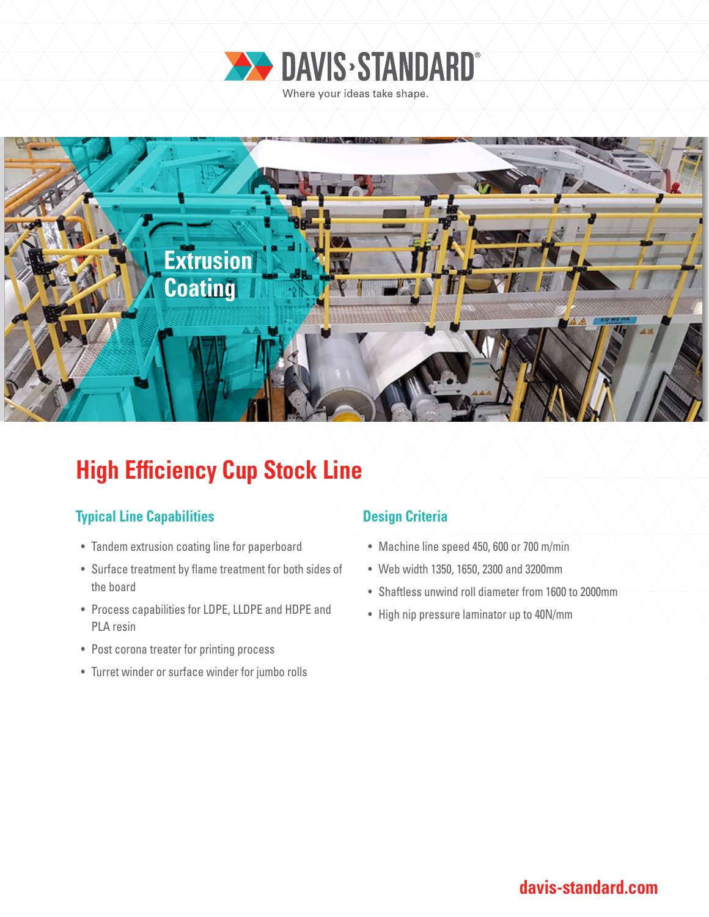DAVIS-STANDARD®

Where your ideas take shape.

Extrusion Coating

# High Efficiency Cup Stock Line

## Typical Line Capabilities

- Tandem extrusion coating line for paperboard
- Surface treatment by flame treatment for both sides of the board
- Process capabilities for LDPE, LLDPE and HDPE and PLA resin
- Post corona treater for printing process
- Turret winder or surface winder for jumbo rolls

## Design Criteria

- Machine line speed 450, 600 or 700 m/min
- Web width 1350, 1650, 2300 and 3200mm
- Shaftless unwind roll diameter from 1600 to 2000mm
- High nip pressure laminator up to 40N/mm

davis-standard.com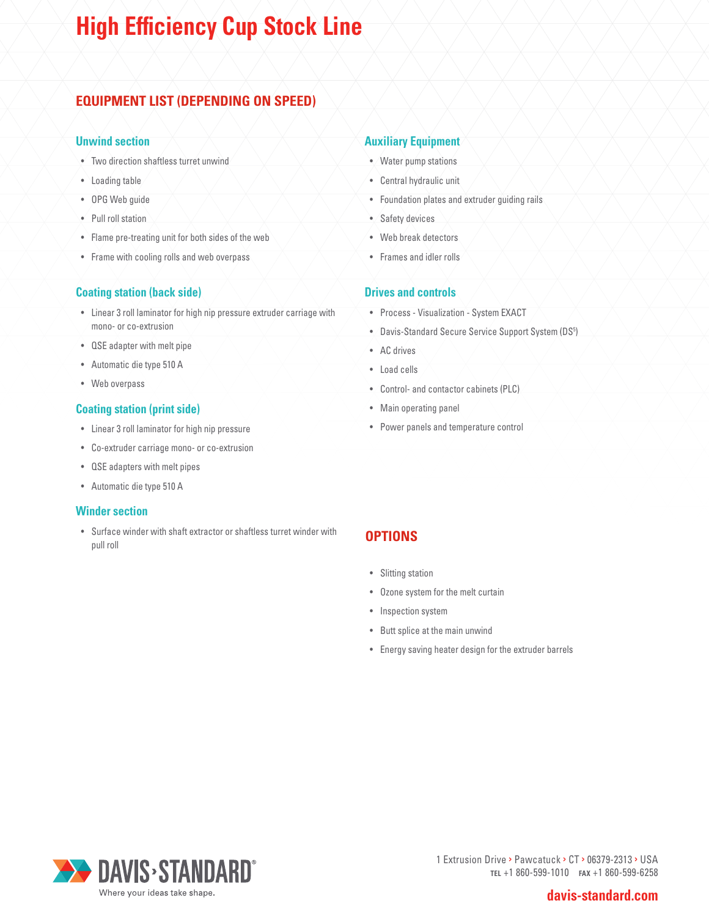# High Efficiency Cup Stock Line

## EQUIPMENT LIST (DEPENDING ON SPEED)

### Unwind section

- Two direction shaftless turret unwind
- Loading table
- OPG Web guide
- Pull roll station
- Flame pre-treating unit for both sides of the web
- Frame with cooling rolls and web overpass

### Coating station (back side)

- Linear 3 roll laminator for high nip pressure extruder carriage with mono- or co-extrusion
- QSE adapter with melt pipe
- Automatic die type 510 A
- Web overpass

### Coating station (print side)

- Linear 3 roll laminator for high nip pressure
- Co-extruder carriage mono- or co-extrusion
- QSE adapters with melt pipes
- Automatic die type 510 A

### Winder section

- Surface winder with shaft extractor or shaftless turret winder with pull roll

### Auxiliary Equipment

- Water pump stations
- Central hydraulic unit
- Foundation plates and extruder guiding rails
- Safety devices
- Web break detectors
- Frames and idler rolls

### Drives and controls

- Process - Visualization - System EXACT
- Davis-Standard Secure Service Support System (DS$^5$)
- AC drives
- Load cells
- Control- and contactor cabinets (PLC)
- Main operating panel
- Power panels and temperature control

## OPTIONS

- Slitting station
- Ozone system for the melt curtain
- Inspection system
- Butt splice at the main unwind
- Energy saving heater design for the extruder barrels

DAVIS-STANDARD®
Where your ideas take shape.

1 Extrusion Drive › Pawcatuck › CT › 06379-2313 › USA
TEL +1 860-599-1010 FAX +1 860-599-6258

davis-standard.com